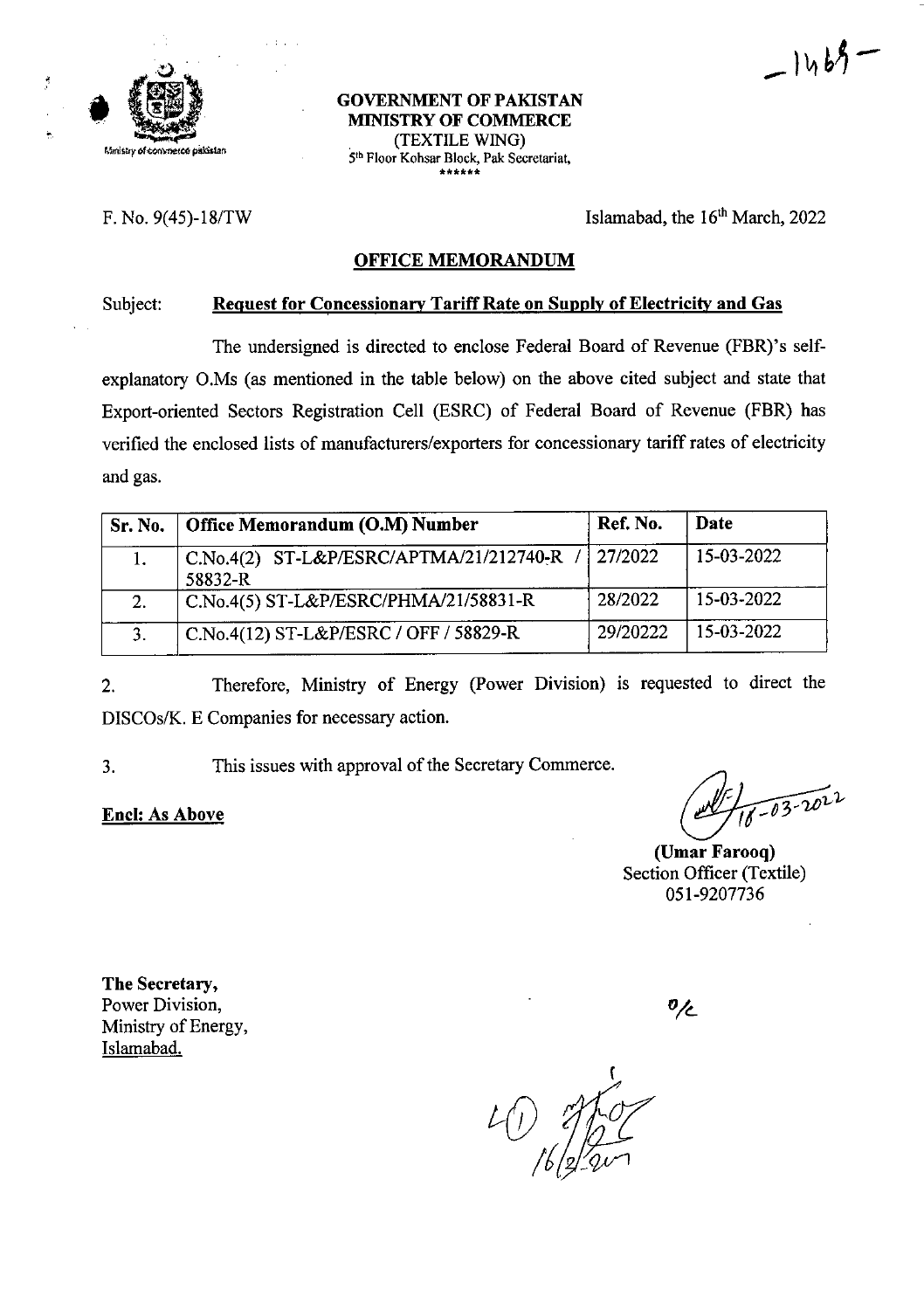# GOVERNMENT OF PAKISTAN
## MINISTRY OF COMMERCE
(TEXTILE WING)
5th Floor Kohsar Block, Pak Secretariat,
\*\*\*\*\*\*

F. No. 9(45)-18/TW

Islamabad, the 16th March, 2022

### OFFICE MEMORANDUM

Subject: **Request for Concessionary Tariff Rate on Supply of Electricity and Gas**

The undersigned is directed to enclose Federal Board of Revenue (FBR)'s self-explanatory O.Ms (as mentioned in the table below) on the above cited subject and state that Export-oriented Sectors Registration Cell (ESRC) of Federal Board of Revenue (FBR) has verified the enclosed lists of manufacturers/exporters for concessionary tariff rates of electricity and gas.

| Sr. No. | Office Memorandum (O.M) Number | Ref. No. | Date |
|---|---|---|---|
| 1. | C.No.4(2) ST-L&P/ESRC/APTMA/21/212740-R / 58832-R | 27/2022 | 15-03-2022 |
| 2. | C.No.4(5) ST-L&P/ESRC/PHMA/21/58831-R | 28/2022 | 15-03-2022 |
| 3. | C.No.4(12) ST-L&P/ESRC / OFF / 58829-R | 29/20222 | 15-03-2022 |

2. Therefore, Ministry of Energy (Power Division) is requested to direct the DISCOs/K. E Companies for necessary action.

3. This issues with approval of the Secretary Commerce.

**Encl: As Above**

16-03-2022

**(Umar Farooq)**
Section Officer (Textile)
051-9207736

**The Secretary,**
Power Division,
Ministry of Energy,
Islamabad.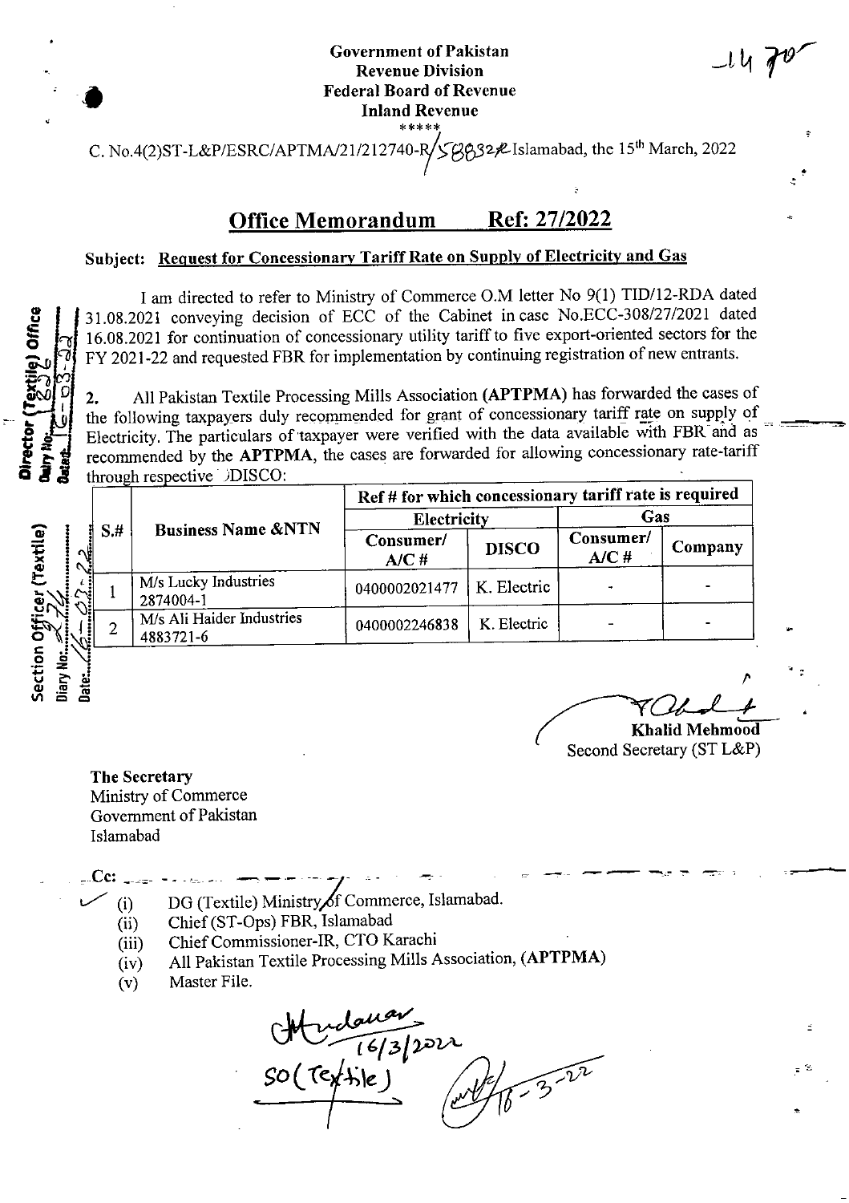Government of Pakistan
Revenue Division
Federal Board of Revenue
Inland Revenue
\*\*\*\*\*

C. No.4(2)ST-L&P/ESRC/APTMA/21/212740-R/58832-R Islamabad, the 15th March, 2022

## Office Memorandum Ref: 27/2022

**Subject: Request for Concessionary Tariff Rate on Supply of Electricity and Gas**

I am directed to refer to Ministry of Commerce O.M letter No 9(1) TID/12-RDA dated 31.08.2021 conveying decision of ECC of the Cabinet in case No.ECC-308/27/2021 dated 16.08.2021 for continuation of concessionary utility tariff to five export-oriented sectors for the FY 2021-22 and requested FBR for implementation by continuing registration of new entrants.

2. All Pakistan Textile Processing Mills Association (**APTPMA**) has forwarded the cases of the following taxpayers duly recommended for grant of concessionary tariff rate on supply of Electricity. The particulars of taxpayer were verified with the data available with FBR and as recommended by the **APTPMA**, the cases are forwarded for allowing concessionary rate-tariff through respective DISCO:

| S.# | Business Name &NTN | Ref # for which concessionary tariff rate is required | | | |
|---|---|---|---|---|---|
| | | Electricity | | Gas | |
| | | Consumer/ A/C # | DISCO | Consumer/ A/C # | Company |
| 1 | M/s Lucky Industries 2874004-1 | 0400002021477 | K. Electric | - | - |
| 2 | M/s Ali Haider Industries 4883721-6 | 0400002246838 | K. Electric | - | - |

**Khalid Mehmood**
Second Secretary (ST L&P)

**The Secretary**
Ministry of Commerce
Government of Pakistan
Islamabad

Cc:

(i) DG (Textile) Ministry of Commerce, Islamabad.
(ii) Chief (ST-Ops) FBR, Islamabad
(iii) Chief Commissioner-IR, CTO Karachi
(iv) All Pakistan Textile Processing Mills Association, (**APTPMA**)
(v) Master File.

16/3/2022
SO (Textile)
16-3-22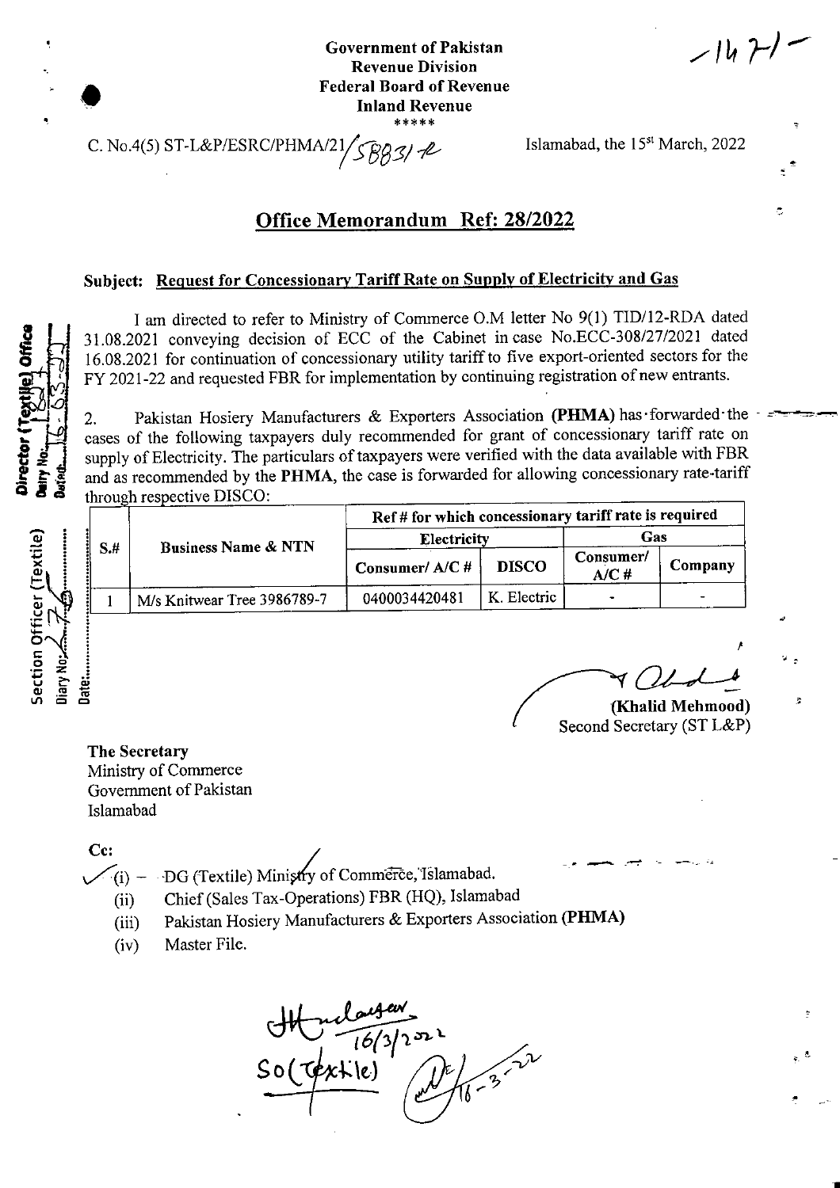**Government of Pakistan**
**Revenue Division**
**Federal Board of Revenue**
**Inland Revenue**
*****

C. No.4(5) ST-L&P/ESRC/PHMA/21/58831-R

Islamabad, the 15st March, 2022

## Office Memorandum Ref: 28/2022

**Subject: Request for Concessionary Tariff Rate on Supply of Electricity and Gas**

I am directed to refer to Ministry of Commerce O.M letter No 9(1) TID/12-RDA dated 31.08.2021 conveying decision of ECC of the Cabinet in case No.ECC-308/27/2021 dated 16.08.2021 for continuation of concessionary utility tariff to five export-oriented sectors for the FY 2021-22 and requested FBR for implementation by continuing registration of new entrants.

2. Pakistan Hosiery Manufacturers & Exporters Association **(PHMA)** has forwarded the cases of the following taxpayers duly recommended for grant of concessionary tariff rate on supply of Electricity. The particulars of taxpayers were verified with the data available with FBR and as recommended by the **PHMA**, the case is forwarded for allowing concessionary rate-tariff through respective DISCO:

| S.# | Business Name & NTN | Ref # for which concessionary tariff rate is required | | | |
|---|---|---|---|---|---|
| | | Electricity | | Gas | |
| | | Consumer/ A/C # | DISCO | Consumer/ A/C # | Company |
| 1 | M/s Knitwear Tree 3986789-7 | 0400034420481 | K. Electric | - | - |

(Khalid Mehmood)
Second Secretary (ST L&P)

**The Secretary**
Ministry of Commerce
Government of Pakistan
Islamabad

**Cc:**

(i) DG (Textile) Ministry of Commerce, Islamabad.
(ii) Chief (Sales Tax-Operations) FBR (HQ), Islamabad
(iii) Pakistan Hosiery Manufacturers & Exporters Association **(PHMA)**
(iv) Master File.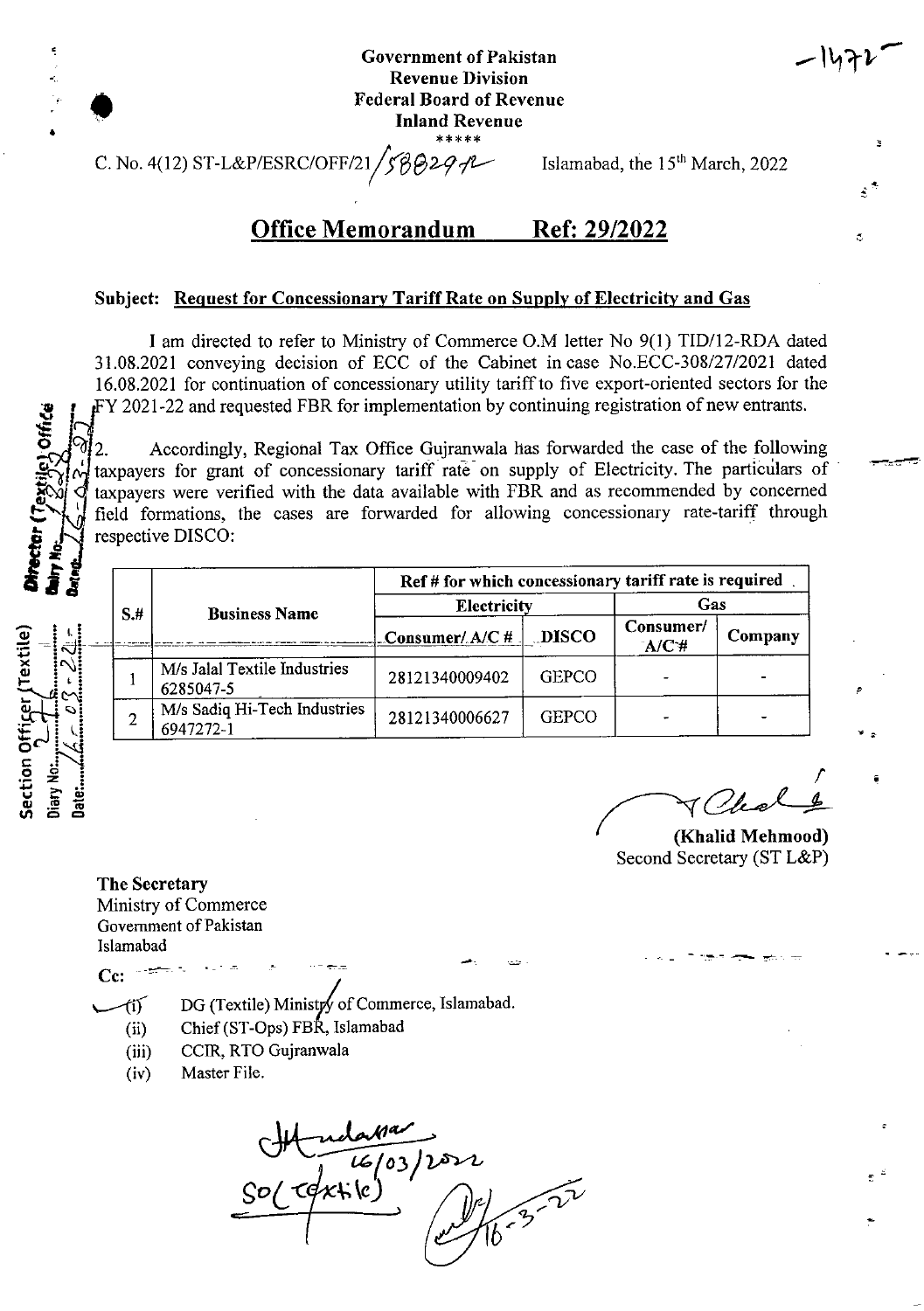**Government of Pakistan**
**Revenue Division**
**Federal Board of Revenue**
**Inland Revenue**
\*\*\*\*\*

C. No. 4(12) ST-L&P/ESRC/OFF/21/588292 Islamabad, the 15th March, 2022

## Office Memorandum Ref: 29/2022

**Subject: Request for Concessionary Tariff Rate on Supply of Electricity and Gas**

I am directed to refer to Ministry of Commerce O.M letter No 9(1) TID/12-RDA dated 31.08.2021 conveying decision of ECC of the Cabinet in case No.ECC-308/27/2021 dated 16.08.2021 for continuation of concessionary utility tariff to five export-oriented sectors for the FY 2021-22 and requested FBR for implementation by continuing registration of new entrants.

2. Accordingly, Regional Tax Office Gujranwala has forwarded the case of the following taxpayers for grant of concessionary tariff rate on supply of Electricity. The particulars of taxpayers were verified with the data available with FBR and as recommended by concerned field formations, the cases are forwarded for allowing concessionary rate-tariff through respective DISCO:

| S.# | Business Name | Ref # for which concessionary tariff rate is required | | | |
|---|---|---|---|---|---|
| | | Electricity | | Gas | |
| | | Consumer/ A/C # | DISCO | Consumer/ A/C # | Company |
| 1 | M/s Jalal Textile Industries 6285047-5 | 28121340009402 | GEPCO | - | - |
| 2 | M/s Sadiq Hi-Tech Industries 6947272-1 | 28121340006627 | GEPCO | - | - |

**(Khalid Mehmood)**
Second Secretary (ST L&P)

**The Secretary**
Ministry of Commerce
Government of Pakistan
Islamabad

Cc:

(i) DG (Textile) Ministry of Commerce, Islamabad.
(ii) Chief (ST-Ops) FBR, Islamabad
(iii) CCIR, RTO Gujranwala
(iv) Master File.